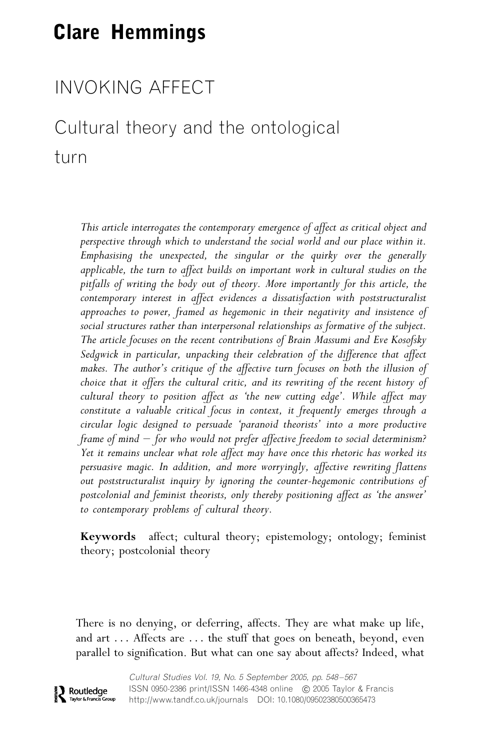# Clare Hemmings

## INVOKING AFFECT

## Cultural theory and the ontological turn

*This article interrogates the contemporary emergence of affect as critical object and perspective through which to understand the social world and our place within it. Emphasising the unexpected, the singular or the quirky over the generally applicable, the turn to affect builds on important work in cultural studies on the pitfalls of writing the body out of theory. More importantly for this article, the contemporary interest in affect evidences a dissatisfaction with poststructuralist approaches to power, framed as hegemonic in their negativity and insistence of social structures rather than interpersonal relationships as formative of the subject. The article focuses on the recent contributions of Brain Massumi and Eve Kosofsky Sedgwick in particular, unpacking their celebration of the difference that affect makes. The author's critique of the affective turn focuses on both the illusion of choice that it offers the cultural critic, and its rewriting of the recent history of cultural theory to position affect as 'the new cutting edge'. While affect may constitute a valuable critical focus in context, it frequently emerges through a circular logic designed to persuade 'paranoid theorists' into a more productive frame of mind – for who would not prefer affective freedom to social determinism? Yet it remains unclear what role affect may have once this rhetoric has worked its persuasive magic. In addition, and more worryingly, affective rewriting flattens out poststructuralist inquiry by ignoring the counter-hegemonic contributions of postcolonial and feminist theorists, only thereby positioning affect as 'the answer' to contemporary problems of cultural theory.*

**Keywords** affect; cultural theory; epistemology; ontology; feminist theory; postcolonial theory

There is no denying, or deferring, affects. They are what make up life, and art . . . Affects are . . . the stuff that goes on beneath, beyond, even parallel to signification. But what can one say about affects? Indeed, what

Cultural Studies Vol. 19, No. 5 September 2005, pp. 548–567
ISSN 0950-2386 print/ISSN 1466-4348 online © 2005 Taylor & Francis
http://www.tandf.co.uk/journals DOI: 10.1080/09502380500365473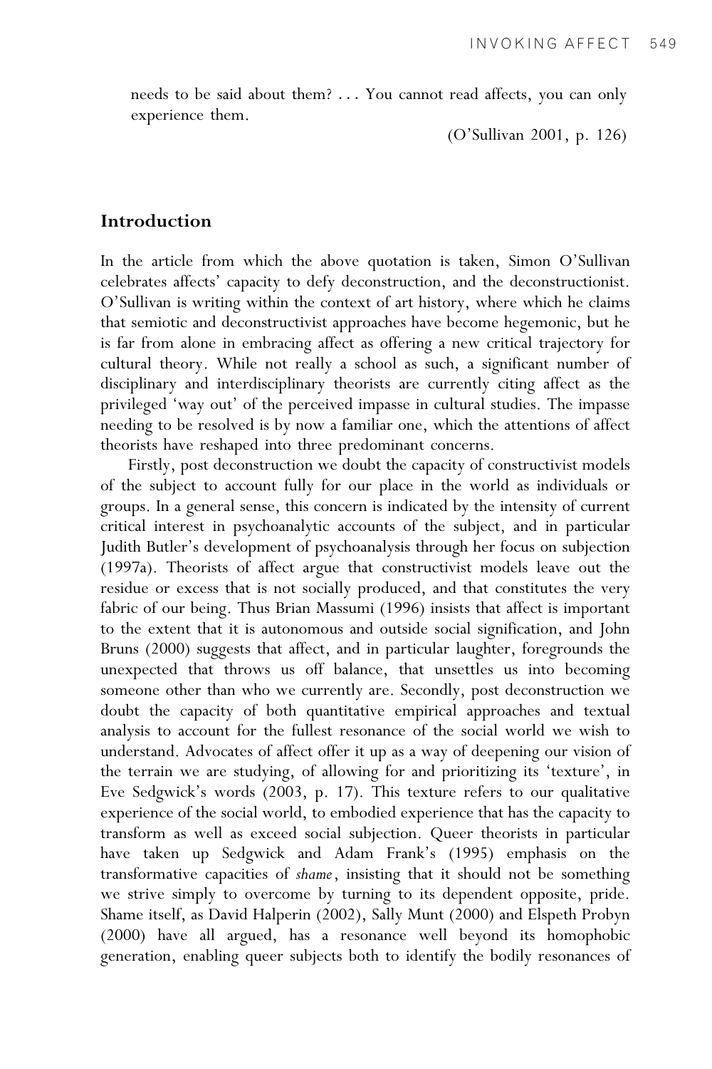needs to be said about them? . . . You cannot read affects, you can only experience them.

(O'Sullivan 2001, p. 126)

## Introduction

In the article from which the above quotation is taken, Simon O'Sullivan celebrates affects' capacity to defy deconstruction, and the deconstructionist. O'Sullivan is writing within the context of art history, where which he claims that semiotic and deconstructivist approaches have become hegemonic, but he is far from alone in embracing affect as offering a new critical trajectory for cultural theory. While not really a school as such, a significant number of disciplinary and interdisciplinary theorists are currently citing affect as the privileged 'way out' of the perceived impasse in cultural studies. The impasse needing to be resolved is by now a familiar one, which the attentions of affect theorists have reshaped into three predominant concerns.

Firstly, post deconstruction we doubt the capacity of constructivist models of the subject to account fully for our place in the world as individuals or groups. In a general sense, this concern is indicated by the intensity of current critical interest in psychoanalytic accounts of the subject, and in particular Judith Butler's development of psychoanalysis through her focus on subjection (1997a). Theorists of affect argue that constructivist models leave out the residue or excess that is not socially produced, and that constitutes the very fabric of our being. Thus Brian Massumi (1996) insists that affect is important to the extent that it is autonomous and outside social signification, and John Bruns (2000) suggests that affect, and in particular laughter, foregrounds the unexpected that throws us off balance, that unsettles us into becoming someone other than who we currently are. Secondly, post deconstruction we doubt the capacity of both quantitative empirical approaches and textual analysis to account for the fullest resonance of the social world we wish to understand. Advocates of affect offer it up as a way of deepening our vision of the terrain we are studying, of allowing for and prioritizing its 'texture', in Eve Sedgwick's words (2003, p. 17). This texture refers to our qualitative experience of the social world, to embodied experience that has the capacity to transform as well as exceed social subjection. Queer theorists in particular have taken up Sedgwick and Adam Frank's (1995) emphasis on the transformative capacities of *shame*, insisting that it should not be something we strive simply to overcome by turning to its dependent opposite, pride. Shame itself, as David Halperin (2002), Sally Munt (2000) and Elspeth Probyn (2000) have all argued, has a resonance well beyond its homophobic generation, enabling queer subjects both to identify the bodily resonances of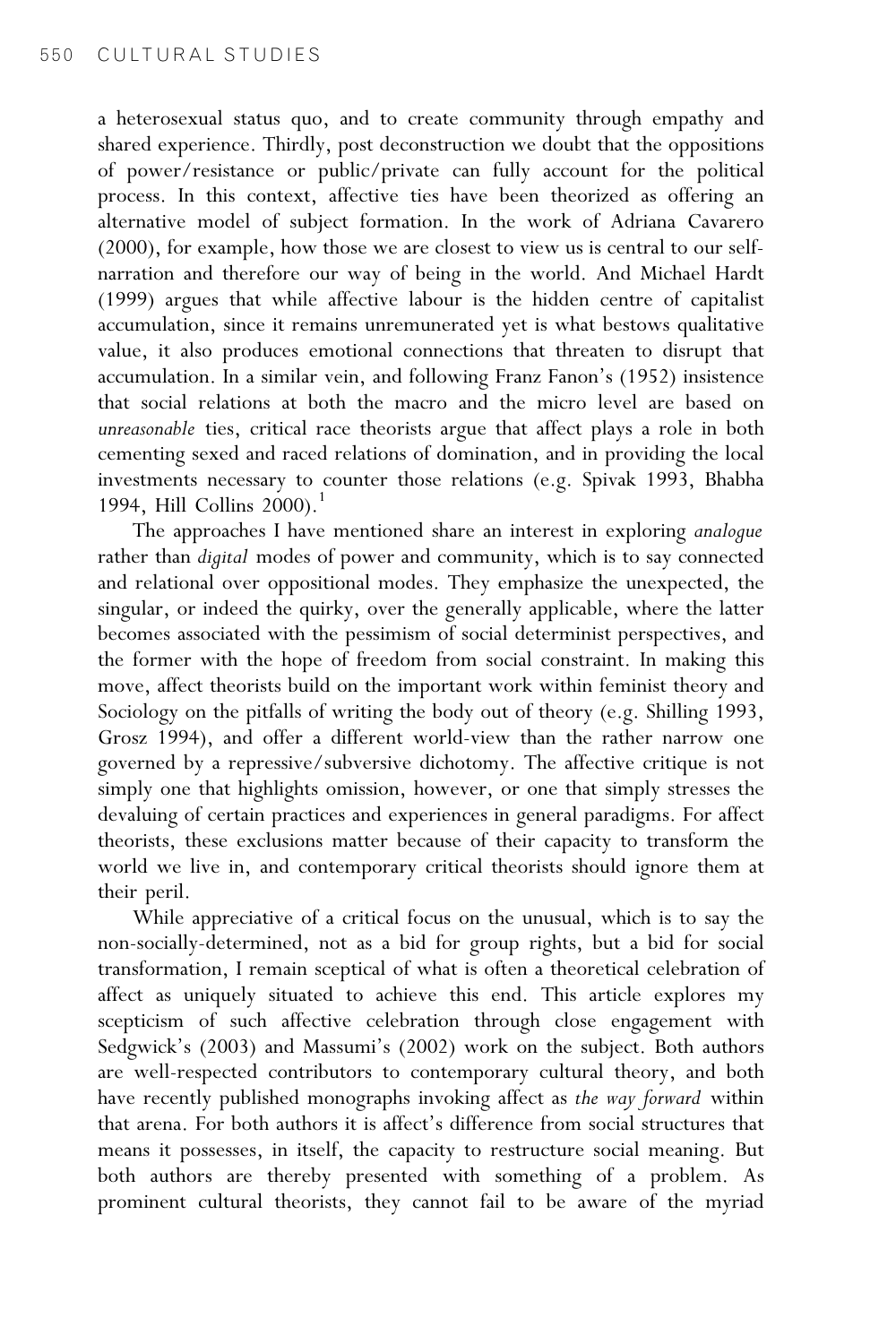a heterosexual status quo, and to create community through empathy and shared experience. Thirdly, post deconstruction we doubt that the oppositions of power/resistance or public/private can fully account for the political process. In this context, affective ties have been theorized as offering an alternative model of subject formation. In the work of Adriana Cavarero (2000), for example, how those we are closest to view us is central to our self-narration and therefore our way of being in the world. And Michael Hardt (1999) argues that while affective labour is the hidden centre of capitalist accumulation, since it remains unremunerated yet is what bestows qualitative value, it also produces emotional connections that threaten to disrupt that accumulation. In a similar vein, and following Franz Fanon's (1952) insistence that social relations at both the macro and the micro level are based on *unreasonable* ties, critical race theorists argue that affect plays a role in both cementing sexed and raced relations of domination, and in providing the local investments necessary to counter those relations (e.g. Spivak 1993, Bhabha 1994, Hill Collins 2000).[1]

The approaches I have mentioned share an interest in exploring *analogue* rather than *digital* modes of power and community, which is to say connected and relational over oppositional modes. They emphasize the unexpected, the singular, or indeed the quirky, over the generally applicable, where the latter becomes associated with the pessimism of social determinist perspectives, and the former with the hope of freedom from social constraint. In making this move, affect theorists build on the important work within feminist theory and Sociology on the pitfalls of writing the body out of theory (e.g. Shilling 1993, Grosz 1994), and offer a different world-view than the rather narrow one governed by a repressive/subversive dichotomy. The affective critique is not simply one that highlights omission, however, or one that simply stresses the devaluing of certain practices and experiences in general paradigms. For affect theorists, these exclusions matter because of their capacity to transform the world we live in, and contemporary critical theorists should ignore them at their peril.

While appreciative of a critical focus on the unusual, which is to say the non-socially-determined, not as a bid for group rights, but a bid for social transformation, I remain sceptical of what is often a theoretical celebration of affect as uniquely situated to achieve this end. This article explores my scepticism of such affective celebration through close engagement with Sedgwick's (2003) and Massumi's (2002) work on the subject. Both authors are well-respected contributors to contemporary cultural theory, and both have recently published monographs invoking affect as *the way forward* within that arena. For both authors it is affect's difference from social structures that means it possesses, in itself, the capacity to restructure social meaning. But both authors are thereby presented with something of a problem. As prominent cultural theorists, they cannot fail to be aware of the myriad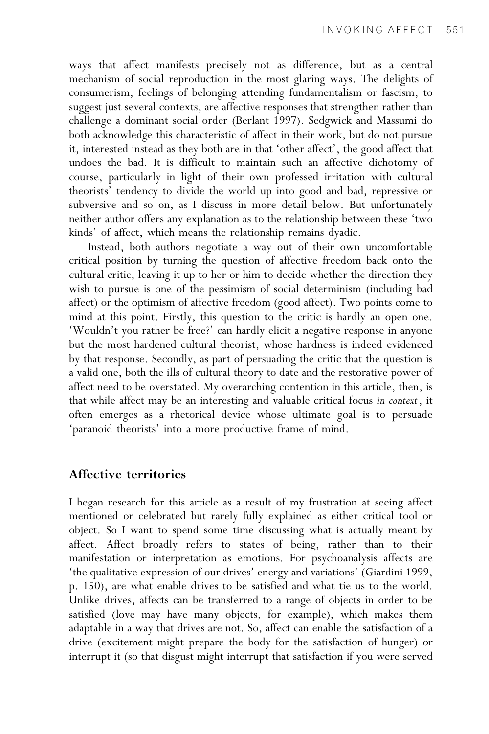ways that affect manifests precisely not as difference, but as a central mechanism of social reproduction in the most glaring ways. The delights of consumerism, feelings of belonging attending fundamentalism or fascism, to suggest just several contexts, are affective responses that strengthen rather than challenge a dominant social order (Berlant 1997). Sedgwick and Massumi do both acknowledge this characteristic of affect in their work, but do not pursue it, interested instead as they both are in that 'other affect', the good affect that undoes the bad. It is difficult to maintain such an affective dichotomy of course, particularly in light of their own professed irritation with cultural theorists' tendency to divide the world up into good and bad, repressive or subversive and so on, as I discuss in more detail below. But unfortunately neither author offers any explanation as to the relationship between these 'two kinds' of affect, which means the relationship remains dyadic.

Instead, both authors negotiate a way out of their own uncomfortable critical position by turning the question of affective freedom back onto the cultural critic, leaving it up to her or him to decide whether the direction they wish to pursue is one of the pessimism of social determinism (including bad affect) or the optimism of affective freedom (good affect). Two points come to mind at this point. Firstly, this question to the critic is hardly an open one. 'Wouldn't you rather be free?' can hardly elicit a negative response in anyone but the most hardened cultural theorist, whose hardness is indeed evidenced by that response. Secondly, as part of persuading the critic that the question is a valid one, both the ills of cultural theory to date and the restorative power of affect need to be overstated. My overarching contention in this article, then, is that while affect may be an interesting and valuable critical focus *in context*, it often emerges as a rhetorical device whose ultimate goal is to persuade 'paranoid theorists' into a more productive frame of mind.

## Affective territories

I began research for this article as a result of my frustration at seeing affect mentioned or celebrated but rarely fully explained as either critical tool or object. So I want to spend some time discussing what is actually meant by affect. Affect broadly refers to states of being, rather than to their manifestation or interpretation as emotions. For psychoanalysis affects are 'the qualitative expression of our drives' energy and variations' (Giardini 1999, p. 150), are what enable drives to be satisfied and what tie us to the world. Unlike drives, affects can be transferred to a range of objects in order to be satisfied (love may have many objects, for example), which makes them adaptable in a way that drives are not. So, affect can enable the satisfaction of a drive (excitement might prepare the body for the satisfaction of hunger) or interrupt it (so that disgust might interrupt that satisfaction if you were served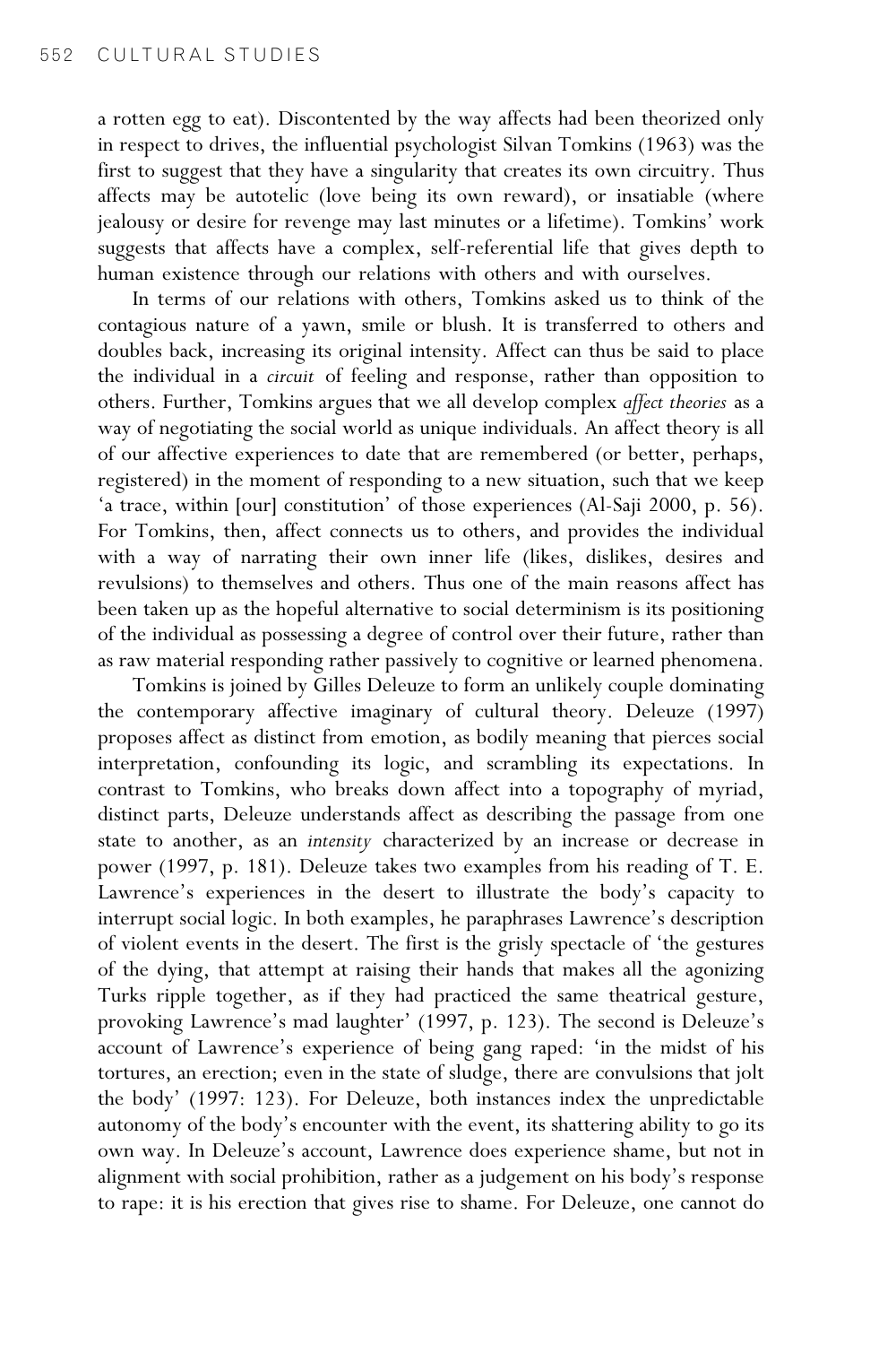a rotten egg to eat). Discontented by the way affects had been theorized only in respect to drives, the influential psychologist Silvan Tomkins (1963) was the first to suggest that they have a singularity that creates its own circuitry. Thus affects may be autotelic (love being its own reward), or insatiable (where jealousy or desire for revenge may last minutes or a lifetime). Tomkins' work suggests that affects have a complex, self-referential life that gives depth to human existence through our relations with others and with ourselves.

In terms of our relations with others, Tomkins asked us to think of the contagious nature of a yawn, smile or blush. It is transferred to others and doubles back, increasing its original intensity. Affect can thus be said to place the individual in a *circuit* of feeling and response, rather than opposition to others. Further, Tomkins argues that we all develop complex *affect theories* as a way of negotiating the social world as unique individuals. An affect theory is all of our affective experiences to date that are remembered (or better, perhaps, registered) in the moment of responding to a new situation, such that we keep 'a trace, within [our] constitution' of those experiences (Al-Saji 2000, p. 56). For Tomkins, then, affect connects us to others, and provides the individual with a way of narrating their own inner life (likes, dislikes, desires and revulsions) to themselves and others. Thus one of the main reasons affect has been taken up as the hopeful alternative to social determinism is its positioning of the individual as possessing a degree of control over their future, rather than as raw material responding rather passively to cognitive or learned phenomena.

Tomkins is joined by Gilles Deleuze to form an unlikely couple dominating the contemporary affective imaginary of cultural theory. Deleuze (1997) proposes affect as distinct from emotion, as bodily meaning that pierces social interpretation, confounding its logic, and scrambling its expectations. In contrast to Tomkins, who breaks down affect into a topography of myriad, distinct parts, Deleuze understands affect as describing the passage from one state to another, as an *intensity* characterized by an increase or decrease in power (1997, p. 181). Deleuze takes two examples from his reading of T. E. Lawrence's experiences in the desert to illustrate the body's capacity to interrupt social logic. In both examples, he paraphrases Lawrence's description of violent events in the desert. The first is the grisly spectacle of 'the gestures of the dying, that attempt at raising their hands that makes all the agonizing Turks ripple together, as if they had practiced the same theatrical gesture, provoking Lawrence's mad laughter' (1997, p. 123). The second is Deleuze's account of Lawrence's experience of being gang raped: 'in the midst of his tortures, an erection; even in the state of sludge, there are convulsions that jolt the body' (1997: 123). For Deleuze, both instances index the unpredictable autonomy of the body's encounter with the event, its shattering ability to go its own way. In Deleuze's account, Lawrence does experience shame, but not in alignment with social prohibition, rather as a judgement on his body's response to rape: it is his erection that gives rise to shame. For Deleuze, one cannot do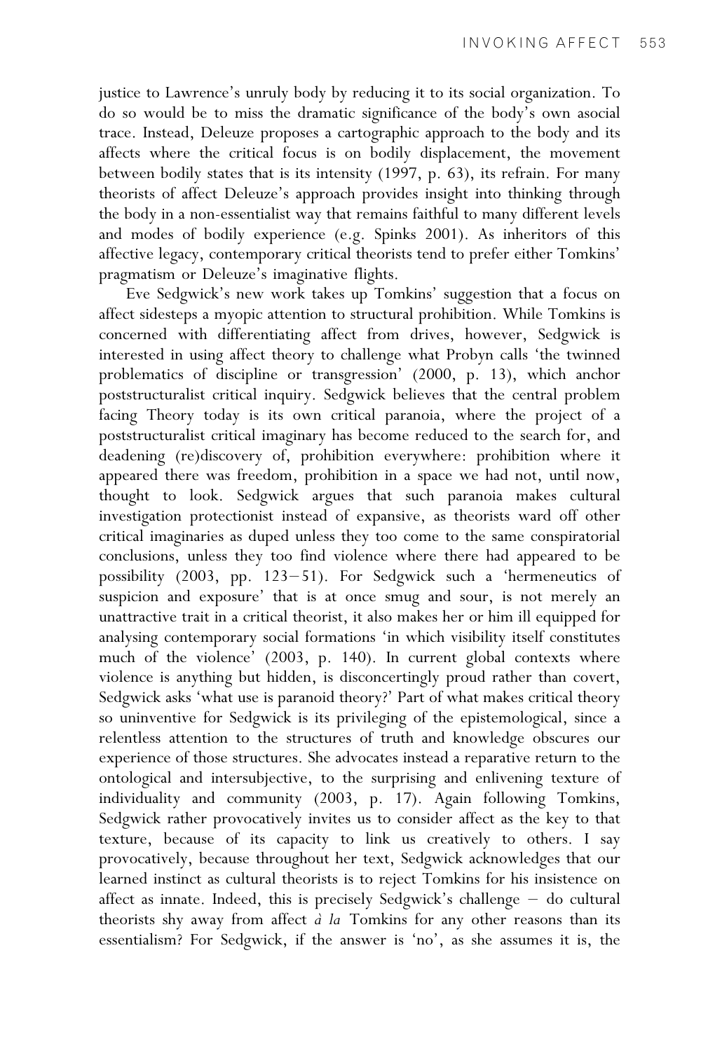justice to Lawrence's unruly body by reducing it to its social organization. To do so would be to miss the dramatic significance of the body's own asocial trace. Instead, Deleuze proposes a cartographic approach to the body and its affects where the critical focus is on bodily displacement, the movement between bodily states that is its intensity (1997, p. 63), its refrain. For many theorists of affect Deleuze's approach provides insight into thinking through the body in a non-essentialist way that remains faithful to many different levels and modes of bodily experience (e.g. Spinks 2001). As inheritors of this affective legacy, contemporary critical theorists tend to prefer either Tomkins' pragmatism or Deleuze's imaginative flights.

Eve Sedgwick's new work takes up Tomkins' suggestion that a focus on affect sidesteps a myopic attention to structural prohibition. While Tomkins is concerned with differentiating affect from drives, however, Sedgwick is interested in using affect theory to challenge what Probyn calls 'the twinned problematics of discipline or transgression' (2000, p. 13), which anchor poststructuralist critical inquiry. Sedgwick believes that the central problem facing Theory today is its own critical paranoia, where the project of a poststructuralist critical imaginary has become reduced to the search for, and deadening (re)discovery of, prohibition everywhere: prohibition where it appeared there was freedom, prohibition in a space we had not, until now, thought to look. Sedgwick argues that such paranoia makes cultural investigation protectionist instead of expansive, as theorists ward off other critical imaginaries as duped unless they too come to the same conspiratorial conclusions, unless they too find violence where there had appeared to be possibility (2003, pp. 123–51). For Sedgwick such a 'hermeneutics of suspicion and exposure' that is at once smug and sour, is not merely an unattractive trait in a critical theorist, it also makes her or him ill equipped for analysing contemporary social formations 'in which visibility itself constitutes much of the violence' (2003, p. 140). In current global contexts where violence is anything but hidden, is disconcertingly proud rather than covert, Sedgwick asks 'what use is paranoid theory?' Part of what makes critical theory so uninventive for Sedgwick is its privileging of the epistemological, since a relentless attention to the structures of truth and knowledge obscures our experience of those structures. She advocates instead a reparative return to the ontological and intersubjective, to the surprising and enlivening texture of individuality and community (2003, p. 17). Again following Tomkins, Sedgwick rather provocatively invites us to consider affect as the key to that texture, because of its capacity to link us creatively to others. I say provocatively, because throughout her text, Sedgwick acknowledges that our learned instinct as cultural theorists is to reject Tomkins for his insistence on affect as innate. Indeed, this is precisely Sedgwick's challenge – do cultural theorists shy away from affect *à la* Tomkins for any other reasons than its essentialism? For Sedgwick, if the answer is 'no', as she assumes it is, the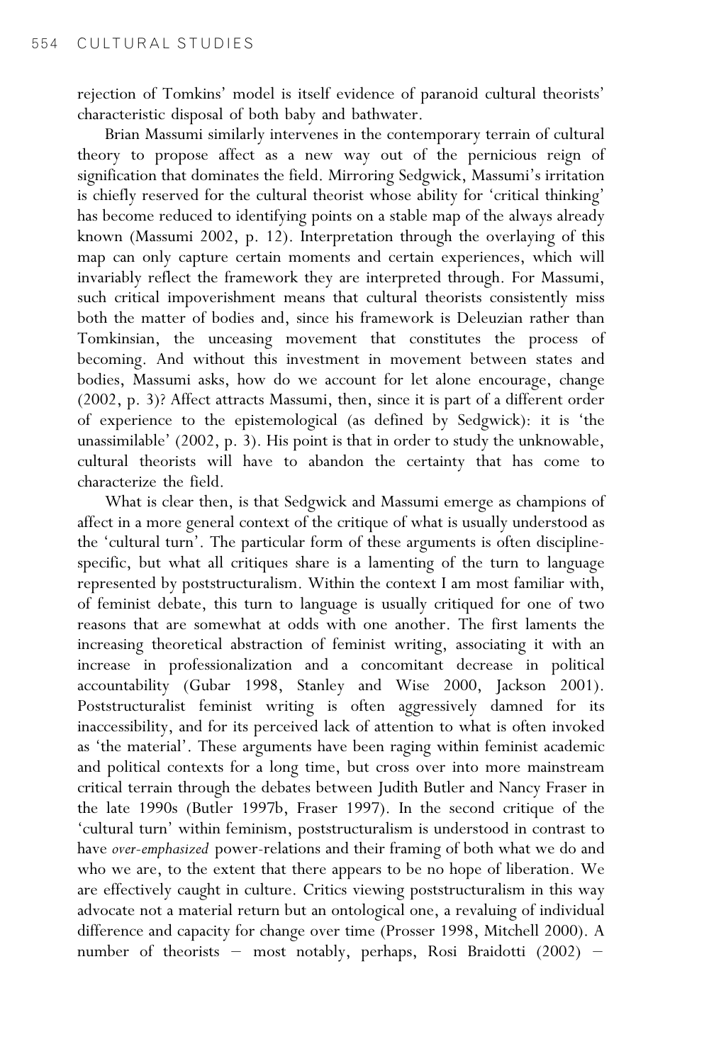rejection of Tomkins' model is itself evidence of paranoid cultural theorists' characteristic disposal of both baby and bathwater.

Brian Massumi similarly intervenes in the contemporary terrain of cultural theory to propose affect as a new way out of the pernicious reign of signification that dominates the field. Mirroring Sedgwick, Massumi's irritation is chiefly reserved for the cultural theorist whose ability for 'critical thinking' has become reduced to identifying points on a stable map of the always already known (Massumi 2002, p. 12). Interpretation through the overlaying of this map can only capture certain moments and certain experiences, which will invariably reflect the framework they are interpreted through. For Massumi, such critical impoverishment means that cultural theorists consistently miss both the matter of bodies and, since his framework is Deleuzian rather than Tomkinsian, the unceasing movement that constitutes the process of becoming. And without this investment in movement between states and bodies, Massumi asks, how do we account for let alone encourage, change (2002, p. 3)? Affect attracts Massumi, then, since it is part of a different order of experience to the epistemological (as defined by Sedgwick): it is 'the unassimilable' (2002, p. 3). His point is that in order to study the unknowable, cultural theorists will have to abandon the certainty that has come to characterize the field.

What is clear then, is that Sedgwick and Massumi emerge as champions of affect in a more general context of the critique of what is usually understood as the 'cultural turn'. The particular form of these arguments is often discipline-specific, but what all critiques share is a lamenting of the turn to language represented by poststructuralism. Within the context I am most familiar with, of feminist debate, this turn to language is usually critiqued for one of two reasons that are somewhat at odds with one another. The first laments the increasing theoretical abstraction of feminist writing, associating it with an increase in professionalization and a concomitant decrease in political accountability (Gubar 1998, Stanley and Wise 2000, Jackson 2001). Poststructuralist feminist writing is often aggressively damned for its inaccessibility, and for its perceived lack of attention to what is often invoked as 'the material'. These arguments have been raging within feminist academic and political contexts for a long time, but cross over into more mainstream critical terrain through the debates between Judith Butler and Nancy Fraser in the late 1990s (Butler 1997b, Fraser 1997). In the second critique of the 'cultural turn' within feminism, poststructuralism is understood in contrast to have *over-emphasized* power-relations and their framing of both what we do and who we are, to the extent that there appears to be no hope of liberation. We are effectively caught in culture. Critics viewing poststructuralism in this way advocate not a material return but an ontological one, a revaluing of individual difference and capacity for change over time (Prosser 1998, Mitchell 2000). A number of theorists – most notably, perhaps, Rosi Braidotti (2002) –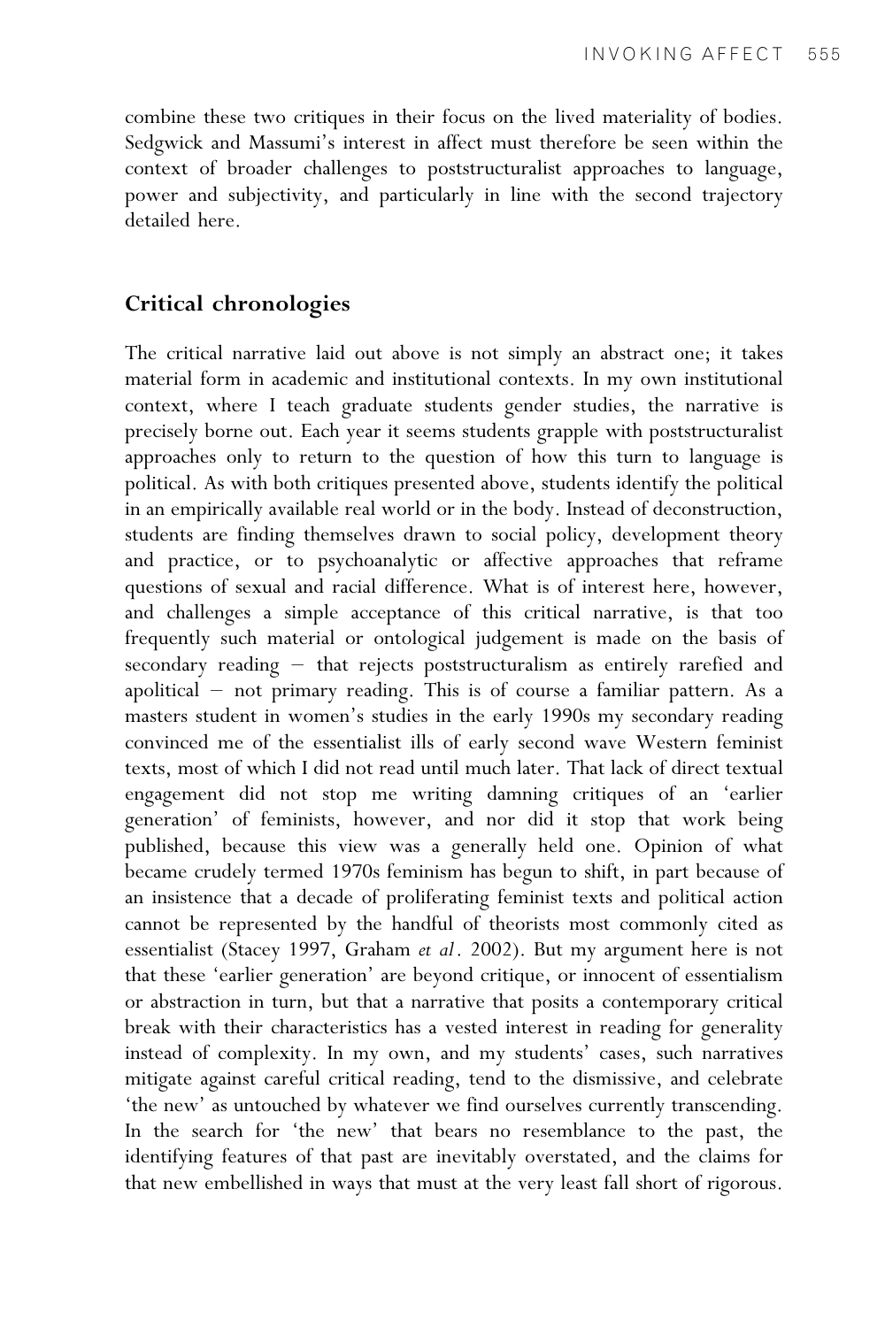combine these two critiques in their focus on the lived materiality of bodies. Sedgwick and Massumi's interest in affect must therefore be seen within the context of broader challenges to poststructuralist approaches to language, power and subjectivity, and particularly in line with the second trajectory detailed here.

## Critical chronologies

The critical narrative laid out above is not simply an abstract one; it takes material form in academic and institutional contexts. In my own institutional context, where I teach graduate students gender studies, the narrative is precisely borne out. Each year it seems students grapple with poststructuralist approaches only to return to the question of how this turn to language is political. As with both critiques presented above, students identify the political in an empirically available real world or in the body. Instead of deconstruction, students are finding themselves drawn to social policy, development theory and practice, or to psychoanalytic or affective approaches that reframe questions of sexual and racial difference. What is of interest here, however, and challenges a simple acceptance of this critical narrative, is that too frequently such material or ontological judgement is made on the basis of secondary reading – that rejects poststructuralism as entirely rarefied and apolitical – not primary reading. This is of course a familiar pattern. As a masters student in women's studies in the early 1990s my secondary reading convinced me of the essentialist ills of early second wave Western feminist texts, most of which I did not read until much later. That lack of direct textual engagement did not stop me writing damning critiques of an 'earlier generation' of feminists, however, and nor did it stop that work being published, because this view was a generally held one. Opinion of what became crudely termed 1970s feminism has begun to shift, in part because of an insistence that a decade of proliferating feminist texts and political action cannot be represented by the handful of theorists most commonly cited as essentialist (Stacey 1997, Graham *et al*. 2002). But my argument here is not that these 'earlier generation' are beyond critique, or innocent of essentialism or abstraction in turn, but that a narrative that posits a contemporary critical break with their characteristics has a vested interest in reading for generality instead of complexity. In my own, and my students' cases, such narratives mitigate against careful critical reading, tend to the dismissive, and celebrate 'the new' as untouched by whatever we find ourselves currently transcending. In the search for 'the new' that bears no resemblance to the past, the identifying features of that past are inevitably overstated, and the claims for that new embellished in ways that must at the very least fall short of rigorous.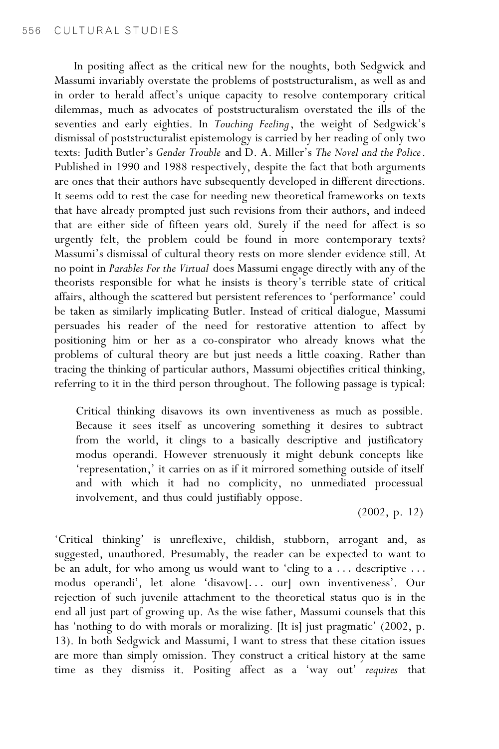In positing affect as the critical new for the noughts, both Sedgwick and Massumi invariably overstate the problems of poststructuralism, as well as and in order to herald affect's unique capacity to resolve contemporary critical dilemmas, much as advocates of poststructuralism overstated the ills of the seventies and early eighties. In *Touching Feeling*, the weight of Sedgwick's dismissal of poststructuralist epistemology is carried by her reading of only two texts: Judith Butler's *Gender Trouble* and D. A. Miller's *The Novel and the Police*. Published in 1990 and 1988 respectively, despite the fact that both arguments are ones that their authors have subsequently developed in different directions. It seems odd to rest the case for needing new theoretical frameworks on texts that have already prompted just such revisions from their authors, and indeed that are either side of fifteen years old. Surely if the need for affect is so urgently felt, the problem could be found in more contemporary texts? Massumi's dismissal of cultural theory rests on more slender evidence still. At no point in *Parables For the Virtual* does Massumi engage directly with any of the theorists responsible for what he insists is theory's terrible state of critical affairs, although the scattered but persistent references to 'performance' could be taken as similarly implicating Butler. Instead of critical dialogue, Massumi persuades his reader of the need for restorative attention to affect by positioning him or her as a co-conspirator who already knows what the problems of cultural theory are but just needs a little coaxing. Rather than tracing the thinking of particular authors, Massumi objectifies critical thinking, referring to it in the third person throughout. The following passage is typical:

> Critical thinking disavows its own inventiveness as much as possible. Because it sees itself as uncovering something it desires to subtract from the world, it clings to a basically descriptive and justificatory modus operandi. However strenuously it might debunk concepts like 'representation,' it carries on as if it mirrored something outside of itself and with which it had no complicity, no unmediated processual involvement, and thus could justifiably oppose.
>
> (2002, p. 12)

'Critical thinking' is unreflexive, childish, stubborn, arrogant and, as suggested, unauthored. Presumably, the reader can be expected to want to be an adult, for who among us would want to 'cling to a ... descriptive ... modus operandi', let alone 'disavow[... our] own inventiveness'. Our rejection of such juvenile attachment to the theoretical status quo is in the end all just part of growing up. As the wise father, Massumi counsels that this has 'nothing to do with morals or moralizing. [It is] just pragmatic' (2002, p. 13). In both Sedgwick and Massumi, I want to stress that these citation issues are more than simply omission. They construct a critical history at the same time as they dismiss it. Positing affect as a 'way out' *requires* that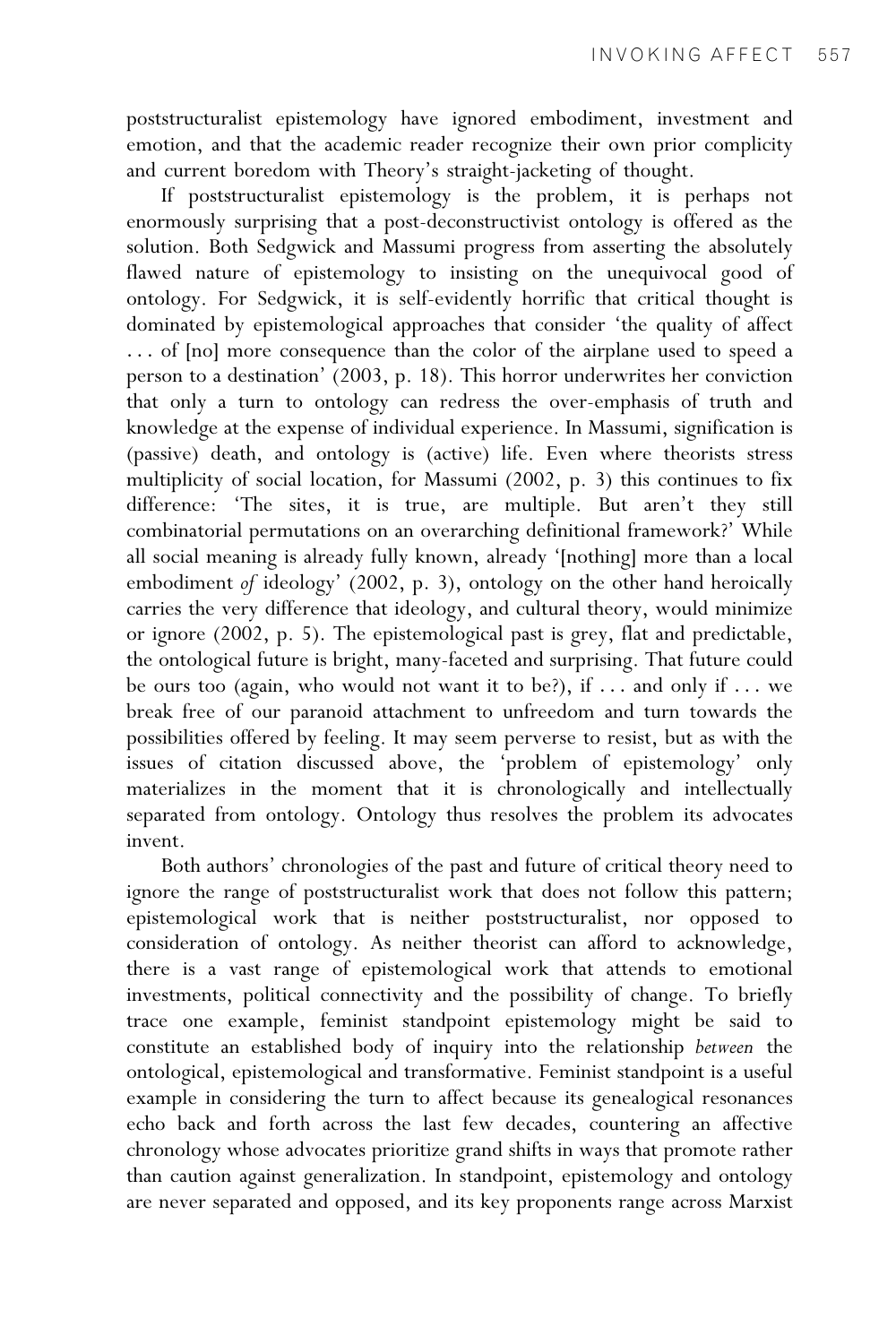poststructuralist epistemology have ignored embodiment, investment and emotion, and that the academic reader recognize their own prior complicity and current boredom with Theory's straight-jacketing of thought.

If poststructuralist epistemology is the problem, it is perhaps not enormously surprising that a post-deconstructivist ontology is offered as the solution. Both Sedgwick and Massumi progress from asserting the absolutely flawed nature of epistemology to insisting on the unequivocal good of ontology. For Sedgwick, it is self-evidently horrific that critical thought is dominated by epistemological approaches that consider 'the quality of affect . . . of [no] more consequence than the color of the airplane used to speed a person to a destination' (2003, p. 18). This horror underwrites her conviction that only a turn to ontology can redress the over-emphasis of truth and knowledge at the expense of individual experience. In Massumi, signification is (passive) death, and ontology is (active) life. Even where theorists stress multiplicity of social location, for Massumi (2002, p. 3) this continues to fix difference: 'The sites, it is true, are multiple. But aren't they still combinatorial permutations on an overarching definitional framework?' While all social meaning is already fully known, already '[nothing] more than a local embodiment *of* ideology' (2002, p. 3), ontology on the other hand heroically carries the very difference that ideology, and cultural theory, would minimize or ignore (2002, p. 5). The epistemological past is grey, flat and predictable, the ontological future is bright, many-faceted and surprising. That future could be ours too (again, who would not want it to be?), if . . . and only if . . . we break free of our paranoid attachment to unfreedom and turn towards the possibilities offered by feeling. It may seem perverse to resist, but as with the issues of citation discussed above, the 'problem of epistemology' only materializes in the moment that it is chronologically and intellectually separated from ontology. Ontology thus resolves the problem its advocates invent.

Both authors' chronologies of the past and future of critical theory need to ignore the range of poststructuralist work that does not follow this pattern; epistemological work that is neither poststructuralist, nor opposed to consideration of ontology. As neither theorist can afford to acknowledge, there is a vast range of epistemological work that attends to emotional investments, political connectivity and the possibility of change. To briefly trace one example, feminist standpoint epistemology might be said to constitute an established body of inquiry into the relationship *between* the ontological, epistemological and transformative. Feminist standpoint is a useful example in considering the turn to affect because its genealogical resonances echo back and forth across the last few decades, countering an affective chronology whose advocates prioritize grand shifts in ways that promote rather than caution against generalization. In standpoint, epistemology and ontology are never separated and opposed, and its key proponents range across Marxist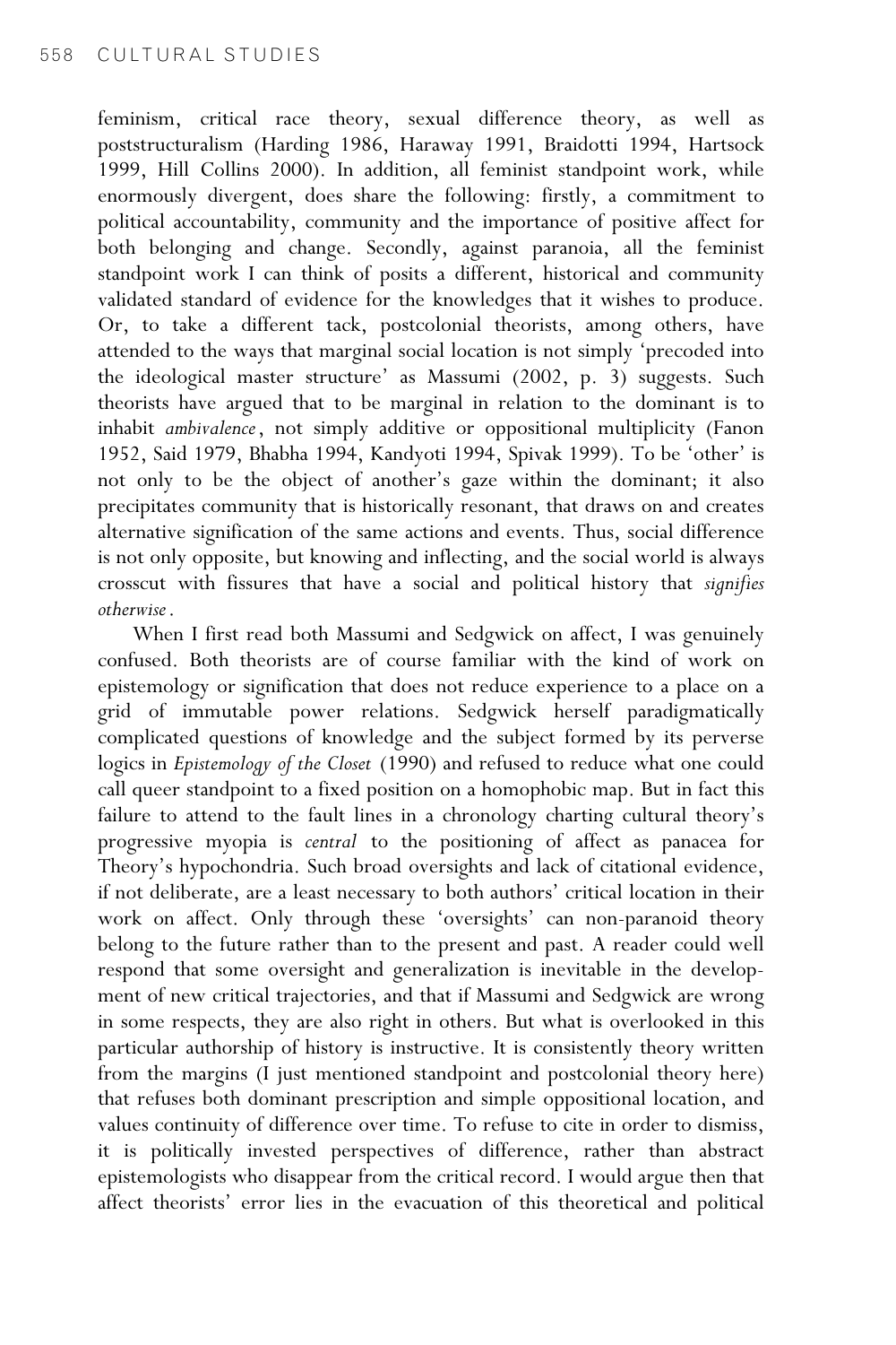feminism, critical race theory, sexual difference theory, as well as poststructuralism (Harding 1986, Haraway 1991, Braidotti 1994, Hartsock 1999, Hill Collins 2000). In addition, all feminist standpoint work, while enormously divergent, does share the following: firstly, a commitment to political accountability, community and the importance of positive affect for both belonging and change. Secondly, against paranoia, all the feminist standpoint work I can think of posits a different, historical and community validated standard of evidence for the knowledges that it wishes to produce. Or, to take a different tack, postcolonial theorists, among others, have attended to the ways that marginal social location is not simply 'precoded into the ideological master structure' as Massumi (2002, p. 3) suggests. Such theorists have argued that to be marginal in relation to the dominant is to inhabit *ambivalence*, not simply additive or oppositional multiplicity (Fanon 1952, Said 1979, Bhabha 1994, Kandyoti 1994, Spivak 1999). To be 'other' is not only to be the object of another's gaze within the dominant; it also precipitates community that is historically resonant, that draws on and creates alternative signification of the same actions and events. Thus, social difference is not only opposite, but knowing and inflecting, and the social world is always crosscut with fissures that have a social and political history that *signifies otherwise*.

When I first read both Massumi and Sedgwick on affect, I was genuinely confused. Both theorists are of course familiar with the kind of work on epistemology or signification that does not reduce experience to a place on a grid of immutable power relations. Sedgwick herself paradigmatically complicated questions of knowledge and the subject formed by its perverse logics in *Epistemology of the Closet* (1990) and refused to reduce what one could call queer standpoint to a fixed position on a homophobic map. But in fact this failure to attend to the fault lines in a chronology charting cultural theory's progressive myopia is *central* to the positioning of affect as panacea for Theory's hypochondria. Such broad oversights and lack of citational evidence, if not deliberate, are a least necessary to both authors' critical location in their work on affect. Only through these 'oversights' can non-paranoid theory belong to the future rather than to the present and past. A reader could well respond that some oversight and generalization is inevitable in the development of new critical trajectories, and that if Massumi and Sedgwick are wrong in some respects, they are also right in others. But what is overlooked in this particular authorship of history is instructive. It is consistently theory written from the margins (I just mentioned standpoint and postcolonial theory here) that refuses both dominant prescription and simple oppositional location, and values continuity of difference over time. To refuse to cite in order to dismiss, it is politically invested perspectives of difference, rather than abstract epistemologists who disappear from the critical record. I would argue then that affect theorists' error lies in the evacuation of this theoretical and political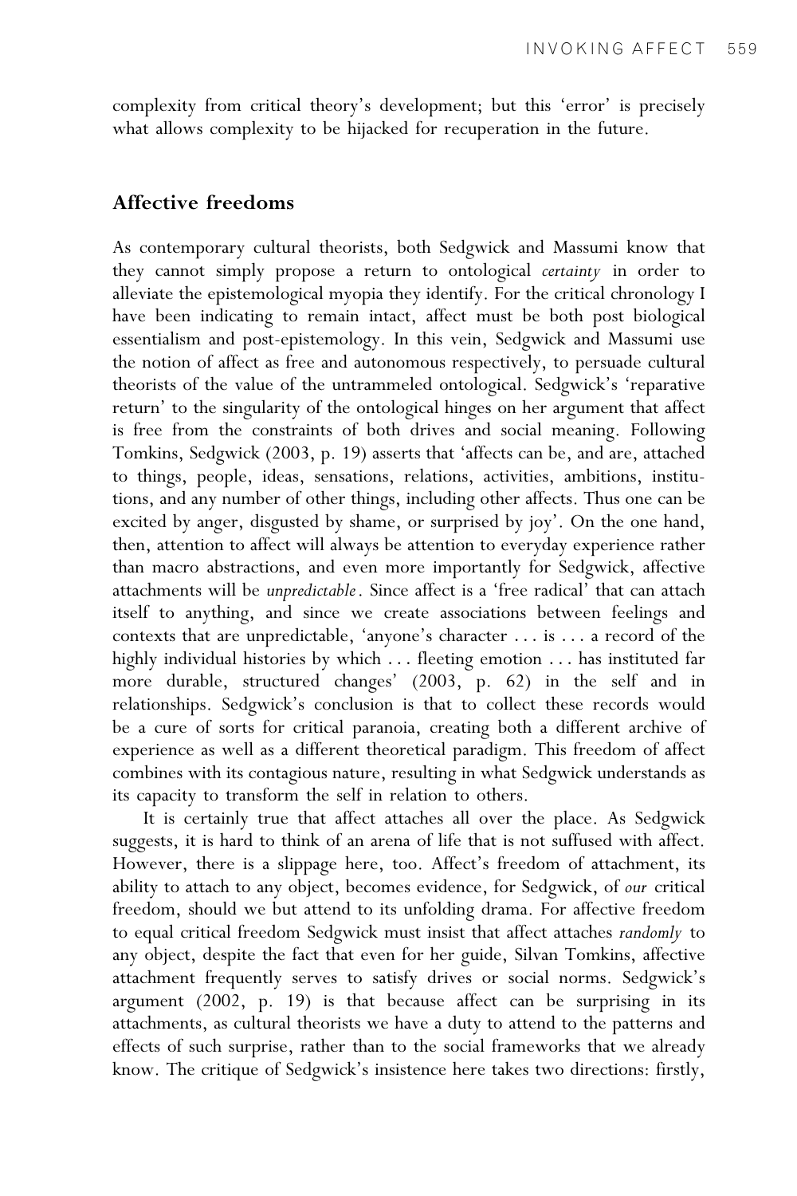complexity from critical theory's development; but this 'error' is precisely what allows complexity to be hijacked for recuperation in the future.

## Affective freedoms

As contemporary cultural theorists, both Sedgwick and Massumi know that they cannot simply propose a return to ontological *certainty* in order to alleviate the epistemological myopia they identify. For the critical chronology I have been indicating to remain intact, affect must be both post biological essentialism and post-epistemology. In this vein, Sedgwick and Massumi use the notion of affect as free and autonomous respectively, to persuade cultural theorists of the value of the untrammeled ontological. Sedgwick's 'reparative return' to the singularity of the ontological hinges on her argument that affect is free from the constraints of both drives and social meaning. Following Tomkins, Sedgwick (2003, p. 19) asserts that 'affects can be, and are, attached to things, people, ideas, sensations, relations, activities, ambitions, institutions, and any number of other things, including other affects. Thus one can be excited by anger, disgusted by shame, or surprised by joy'. On the one hand, then, attention to affect will always be attention to everyday experience rather than macro abstractions, and even more importantly for Sedgwick, affective attachments will be *unpredictable*. Since affect is a 'free radical' that can attach itself to anything, and since we create associations between feelings and contexts that are unpredictable, 'anyone's character ... is ... a record of the highly individual histories by which ... fleeting emotion ... has instituted far more durable, structured changes' (2003, p. 62) in the self and in relationships. Sedgwick's conclusion is that to collect these records would be a cure of sorts for critical paranoia, creating both a different archive of experience as well as a different theoretical paradigm. This freedom of affect combines with its contagious nature, resulting in what Sedgwick understands as its capacity to transform the self in relation to others.

It is certainly true that affect attaches all over the place. As Sedgwick suggests, it is hard to think of an arena of life that is not suffused with affect. However, there is a slippage here, too. Affect's freedom of attachment, its ability to attach to any object, becomes evidence, for Sedgwick, of *our* critical freedom, should we but attend to its unfolding drama. For affective freedom to equal critical freedom Sedgwick must insist that affect attaches *randomly* to any object, despite the fact that even for her guide, Silvan Tomkins, affective attachment frequently serves to satisfy drives or social norms. Sedgwick's argument (2002, p. 19) is that because affect can be surprising in its attachments, as cultural theorists we have a duty to attend to the patterns and effects of such surprise, rather than to the social frameworks that we already know. The critique of Sedgwick's insistence here takes two directions: firstly,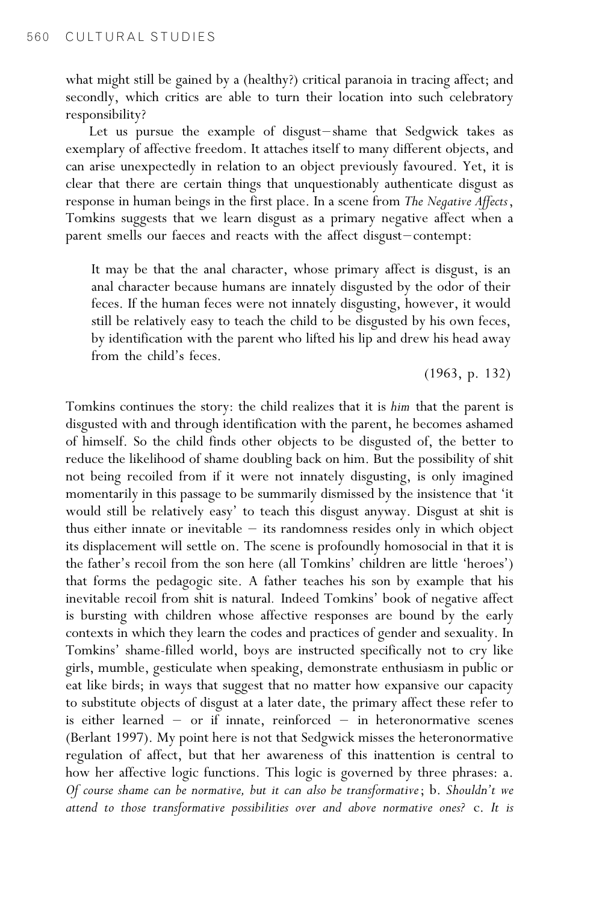what might still be gained by a (healthy?) critical paranoia in tracing affect; and secondly, which critics are able to turn their location into such celebratory responsibility?

Let us pursue the example of disgust–shame that Sedgwick takes as exemplary of affective freedom. It attaches itself to many different objects, and can arise unexpectedly in relation to an object previously favoured. Yet, it is clear that there are certain things that unquestionably authenticate disgust as response in human beings in the first place. In a scene from *The Negative Affects*, Tomkins suggests that we learn disgust as a primary negative affect when a parent smells our faeces and reacts with the affect disgust–contempt:

> It may be that the anal character, whose primary affect is disgust, is an anal character because humans are innately disgusted by the odor of their feces. If the human feces were not innately disgusting, however, it would still be relatively easy to teach the child to be disgusted by his own feces, by identification with the parent who lifted his lip and drew his head away from the child's feces.
>
> (1963, p. 132)

Tomkins continues the story: the child realizes that it is *him* that the parent is disgusted with and through identification with the parent, he becomes ashamed of himself. So the child finds other objects to be disgusted of, the better to reduce the likelihood of shame doubling back on him. But the possibility of shit not being recoiled from if it were not innately disgusting, is only imagined momentarily in this passage to be summarily dismissed by the insistence that 'it would still be relatively easy' to teach this disgust anyway. Disgust at shit is thus either innate or inevitable – its randomness resides only in which object its displacement will settle on. The scene is profoundly homosocial in that it is the father's recoil from the son here (all Tomkins' children are little 'heroes') that forms the pedagogic site. A father teaches his son by example that his inevitable recoil from shit is natural. Indeed Tomkins' book of negative affect is bursting with children whose affective responses are bound by the early contexts in which they learn the codes and practices of gender and sexuality. In Tomkins' shame-filled world, boys are instructed specifically not to cry like girls, mumble, gesticulate when speaking, demonstrate enthusiasm in public or eat like birds; in ways that suggest that no matter how expansive our capacity to substitute objects of disgust at a later date, the primary affect these refer to is either learned – or if innate, reinforced – in heteronormative scenes (Berlant 1997). My point here is not that Sedgwick misses the heteronormative regulation of affect, but that her awareness of this inattention is central to how her affective logic functions. This logic is governed by three phrases: a. *Of course shame can be normative, but it can also be transformative*; b. *Shouldn't we attend to those transformative possibilities over and above normative ones?* c. *It is*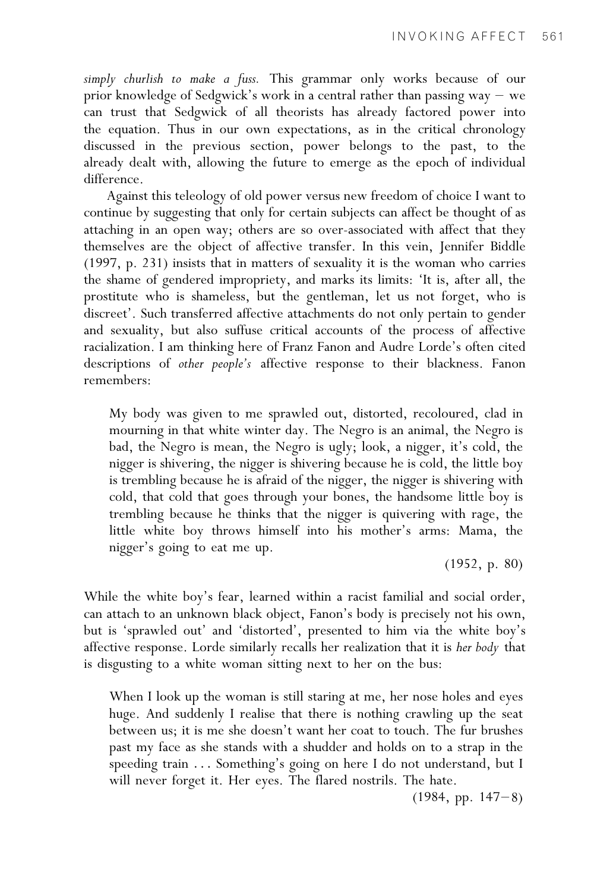*simply churlish to make a fuss.* This grammar only works because of our prior knowledge of Sedgwick's work in a central rather than passing way – we can trust that Sedgwick of all theorists has already factored power into the equation. Thus in our own expectations, as in the critical chronology discussed in the previous section, power belongs to the past, to the already dealt with, allowing the future to emerge as the epoch of individual difference.

Against this teleology of old power versus new freedom of choice I want to continue by suggesting that only for certain subjects can affect be thought of as attaching in an open way; others are so over-associated with affect that they themselves are the object of affective transfer. In this vein, Jennifer Biddle (1997, p. 231) insists that in matters of sexuality it is the woman who carries the shame of gendered impropriety, and marks its limits: 'It is, after all, the prostitute who is shameless, but the gentleman, let us not forget, who is discreet'. Such transferred affective attachments do not only pertain to gender and sexuality, but also suffuse critical accounts of the process of affective racialization. I am thinking here of Franz Fanon and Audre Lorde's often cited descriptions of *other people's* affective response to their blackness. Fanon remembers:

> My body was given to me sprawled out, distorted, recoloured, clad in mourning in that white winter day. The Negro is an animal, the Negro is bad, the Negro is mean, the Negro is ugly; look, a nigger, it's cold, the nigger is shivering, the nigger is shivering because he is cold, the little boy is trembling because he is afraid of the nigger, the nigger is shivering with cold, that cold that goes through your bones, the handsome little boy is trembling because he thinks that the nigger is quivering with rage, the little white boy throws himself into his mother's arms: Mama, the nigger's going to eat me up.
>
> (1952, p. 80)

While the white boy's fear, learned within a racist familial and social order, can attach to an unknown black object, Fanon's body is precisely not his own, but is 'sprawled out' and 'distorted', presented to him via the white boy's affective response. Lorde similarly recalls her realization that it is *her body* that is disgusting to a white woman sitting next to her on the bus:

> When I look up the woman is still staring at me, her nose holes and eyes huge. And suddenly I realise that there is nothing crawling up the seat between us; it is me she doesn't want her coat to touch. The fur brushes past my face as she stands with a shudder and holds on to a strap in the speeding train ... Something's going on here I do not understand, but I will never forget it. Her eyes. The flared nostrils. The hate.
>
> (1984, pp. 147–8)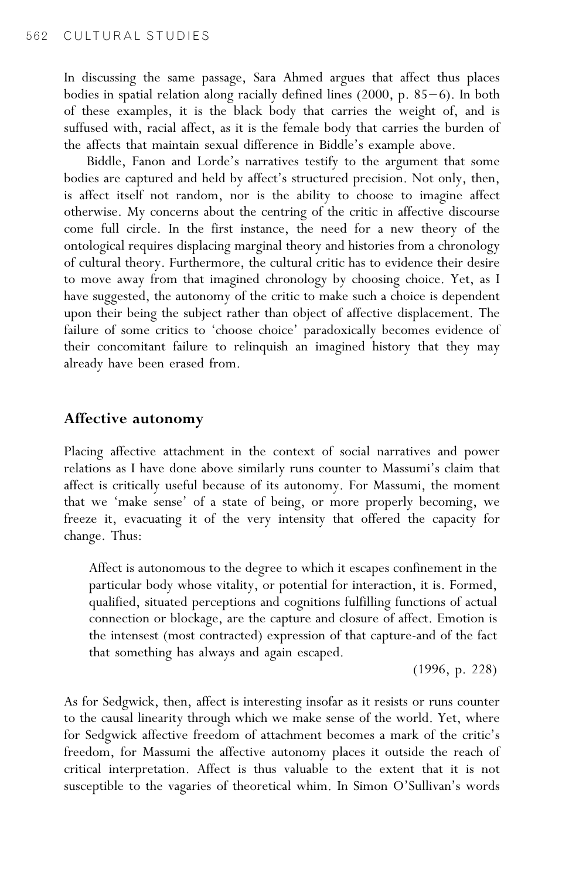In discussing the same passage, Sara Ahmed argues that affect thus places bodies in spatial relation along racially defined lines (2000, p. 85–6). In both of these examples, it is the black body that carries the weight of, and is suffused with, racial affect, as it is the female body that carries the burden of the affects that maintain sexual difference in Biddle's example above.

Biddle, Fanon and Lorde's narratives testify to the argument that some bodies are captured and held by affect's structured precision. Not only, then, is affect itself not random, nor is the ability to choose to imagine affect otherwise. My concerns about the centring of the critic in affective discourse come full circle. In the first instance, the need for a new theory of the ontological requires displacing marginal theory and histories from a chronology of cultural theory. Furthermore, the cultural critic has to evidence their desire to move away from that imagined chronology by choosing choice. Yet, as I have suggested, the autonomy of the critic to make such a choice is dependent upon their being the subject rather than object of affective displacement. The failure of some critics to 'choose choice' paradoxically becomes evidence of their concomitant failure to relinquish an imagined history that they may already have been erased from.

## Affective autonomy

Placing affective attachment in the context of social narratives and power relations as I have done above similarly runs counter to Massumi's claim that affect is critically useful because of its autonomy. For Massumi, the moment that we 'make sense' of a state of being, or more properly becoming, we freeze it, evacuating it of the very intensity that offered the capacity for change. Thus:

> Affect is autonomous to the degree to which it escapes confinement in the particular body whose vitality, or potential for interaction, it is. Formed, qualified, situated perceptions and cognitions fulfilling functions of actual connection or blockage, are the capture and closure of affect. Emotion is the intensest (most contracted) expression of that capture-and of the fact that something has always and again escaped.
>
> (1996, p. 228)

As for Sedgwick, then, affect is interesting insofar as it resists or runs counter to the causal linearity through which we make sense of the world. Yet, where for Sedgwick affective freedom of attachment becomes a mark of the critic's freedom, for Massumi the affective autonomy places it outside the reach of critical interpretation. Affect is thus valuable to the extent that it is not susceptible to the vagaries of theoretical whim. In Simon O'Sullivan's words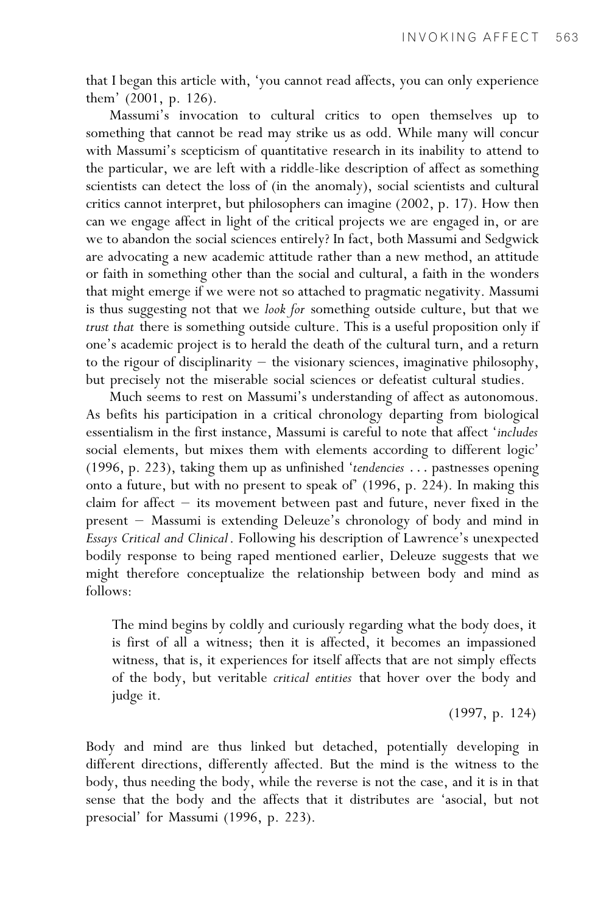that I began this article with, 'you cannot read affects, you can only experience them' (2001, p. 126).

Massumi's invocation to cultural critics to open themselves up to something that cannot be read may strike us as odd. While many will concur with Massumi's scepticism of quantitative research in its inability to attend to the particular, we are left with a riddle-like description of affect as something scientists can detect the loss of (in the anomaly), social scientists and cultural critics cannot interpret, but philosophers can imagine (2002, p. 17). How then can we engage affect in light of the critical projects we are engaged in, or are we to abandon the social sciences entirely? In fact, both Massumi and Sedgwick are advocating a new academic attitude rather than a new method, an attitude or faith in something other than the social and cultural, a faith in the wonders that might emerge if we were not so attached to pragmatic negativity. Massumi is thus suggesting not that we *look for* something outside culture, but that we *trust that* there is something outside culture. This is a useful proposition only if one's academic project is to herald the death of the cultural turn, and a return to the rigour of disciplinarity – the visionary sciences, imaginative philosophy, but precisely not the miserable social sciences or defeatist cultural studies.

Much seems to rest on Massumi's understanding of affect as autonomous. As befits his participation in a critical chronology departing from biological essentialism in the first instance, Massumi is careful to note that affect '*includes* social elements, but mixes them with elements according to different logic' (1996, p. 223), taking them up as unfinished '*tendencies* . . . pastnesses opening onto a future, but with no present to speak of' (1996, p. 224). In making this claim for affect – its movement between past and future, never fixed in the present – Massumi is extending Deleuze's chronology of body and mind in *Essays Critical and Clinical*. Following his description of Lawrence's unexpected bodily response to being raped mentioned earlier, Deleuze suggests that we might therefore conceptualize the relationship between body and mind as follows:

> The mind begins by coldly and curiously regarding what the body does, it is first of all a witness; then it is affected, it becomes an impassioned witness, that is, it experiences for itself affects that are not simply effects of the body, but veritable *critical entities* that hover over the body and judge it.
>
> (1997, p. 124)

Body and mind are thus linked but detached, potentially developing in different directions, differently affected. But the mind is the witness to the body, thus needing the body, while the reverse is not the case, and it is in that sense that the body and the affects that it distributes are 'asocial, but not presocial' for Massumi (1996, p. 223).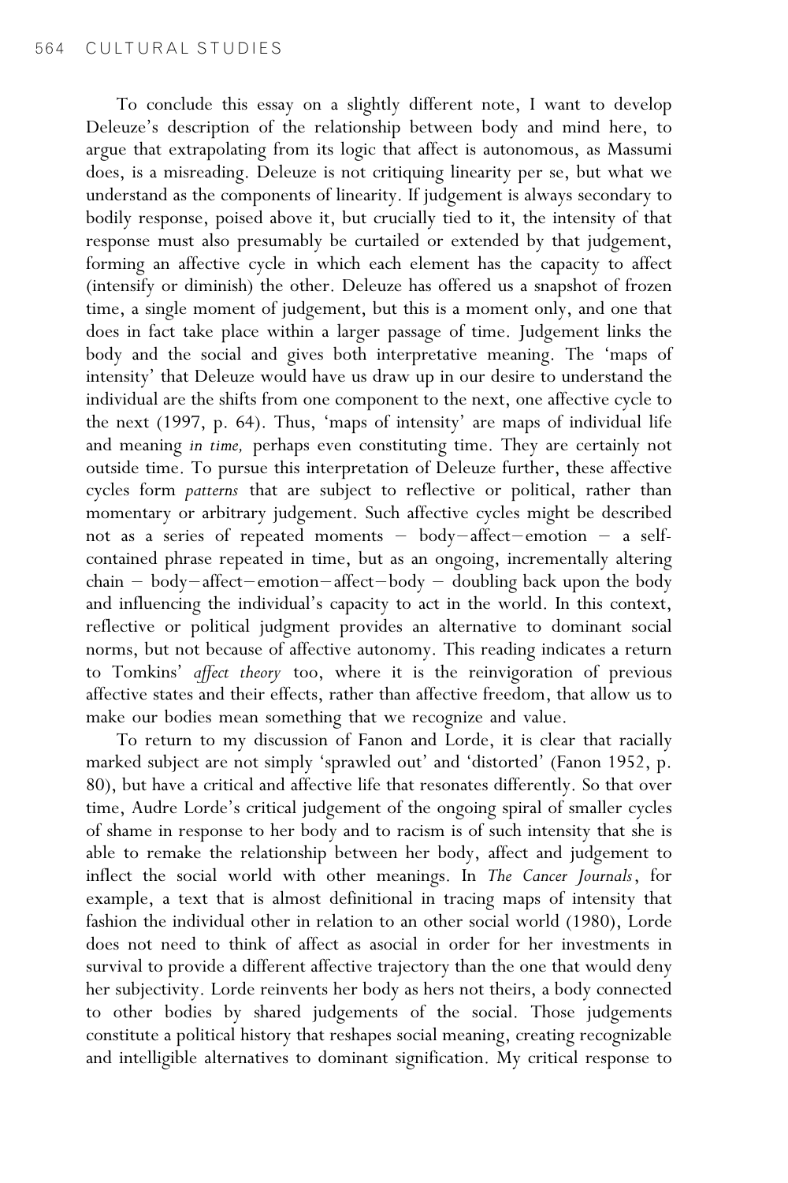To conclude this essay on a slightly different note, I want to develop Deleuze's description of the relationship between body and mind here, to argue that extrapolating from its logic that affect is autonomous, as Massumi does, is a misreading. Deleuze is not critiquing linearity per se, but what we understand as the components of linearity. If judgement is always secondary to bodily response, poised above it, but crucially tied to it, the intensity of that response must also presumably be curtailed or extended by that judgement, forming an affective cycle in which each element has the capacity to affect (intensify or diminish) the other. Deleuze has offered us a snapshot of frozen time, a single moment of judgement, but this is a moment only, and one that does in fact take place within a larger passage of time. Judgement links the body and the social and gives both interpretative meaning. The 'maps of intensity' that Deleuze would have us draw up in our desire to understand the individual are the shifts from one component to the next, one affective cycle to the next (1997, p. 64). Thus, 'maps of intensity' are maps of individual life and meaning *in time,* perhaps even constituting time. They are certainly not outside time. To pursue this interpretation of Deleuze further, these affective cycles form *patterns* that are subject to reflective or political, rather than momentary or arbitrary judgement. Such affective cycles might be described not as a series of repeated moments – body–affect–emotion – a self-contained phrase repeated in time, but as an ongoing, incrementally altering chain – body–affect–emotion–affect–body – doubling back upon the body and influencing the individual's capacity to act in the world. In this context, reflective or political judgment provides an alternative to dominant social norms, but not because of affective autonomy. This reading indicates a return to Tomkins' *affect theory* too, where it is the reinvigoration of previous affective states and their effects, rather than affective freedom, that allow us to make our bodies mean something that we recognize and value.

To return to my discussion of Fanon and Lorde, it is clear that racially marked subject are not simply 'sprawled out' and 'distorted' (Fanon 1952, p. 80), but have a critical and affective life that resonates differently. So that over time, Audre Lorde's critical judgement of the ongoing spiral of smaller cycles of shame in response to her body and to racism is of such intensity that she is able to remake the relationship between her body, affect and judgement to inflect the social world with other meanings. In *The Cancer Journals*, for example, a text that is almost definitional in tracing maps of intensity that fashion the individual other in relation to an other social world (1980), Lorde does not need to think of affect as asocial in order for her investments in survival to provide a different affective trajectory than the one that would deny her subjectivity. Lorde reinvents her body as hers not theirs, a body connected to other bodies by shared judgements of the social. Those judgements constitute a political history that reshapes social meaning, creating recognizable and intelligible alternatives to dominant signification. My critical response to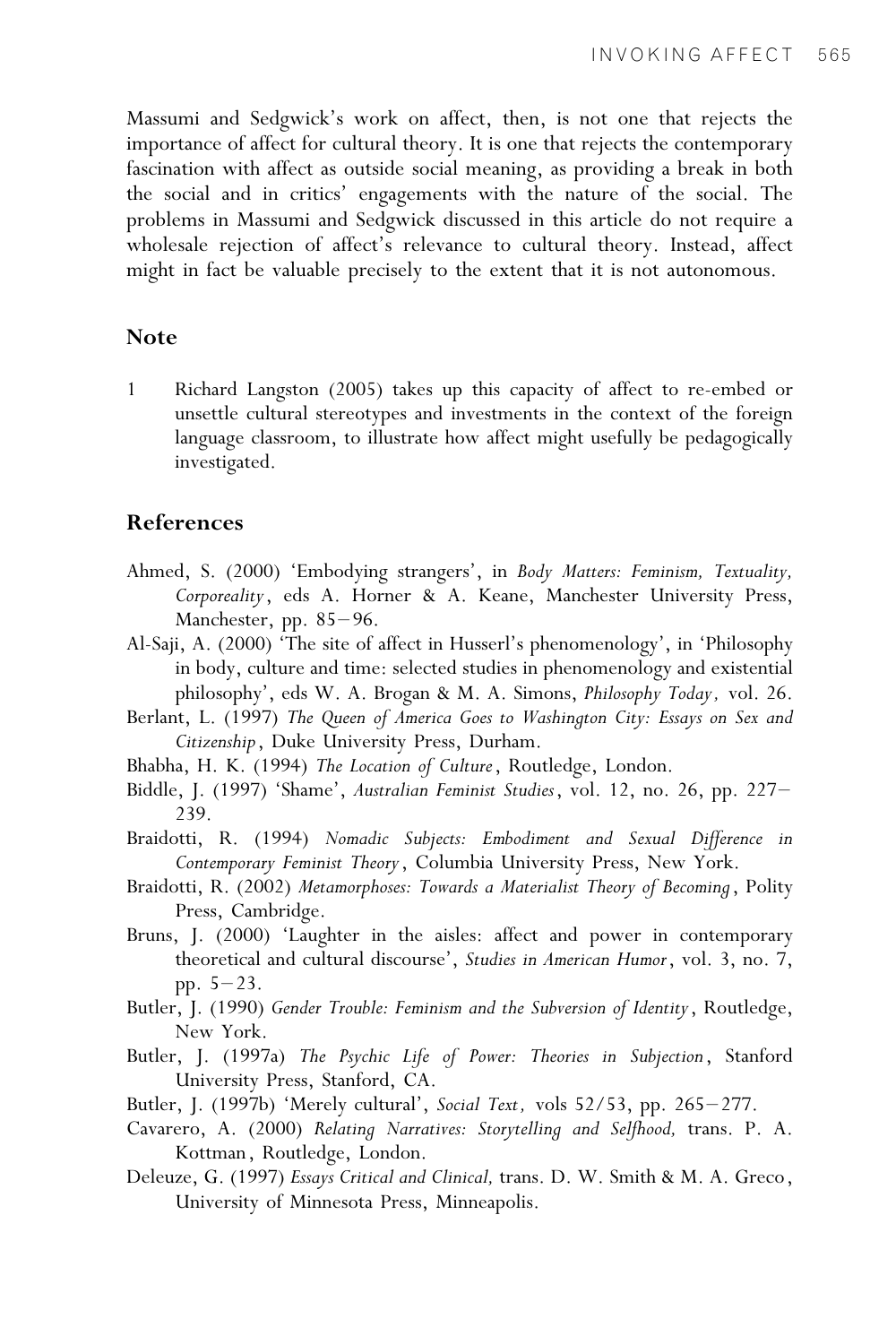Massumi and Sedgwick's work on affect, then, is not one that rejects the importance of affect for cultural theory. It is one that rejects the contemporary fascination with affect as outside social meaning, as providing a break in both the social and in critics' engagements with the nature of the social. The problems in Massumi and Sedgwick discussed in this article do not require a wholesale rejection of affect's relevance to cultural theory. Instead, affect might in fact be valuable precisely to the extent that it is not autonomous.

## Note

1 Richard Langston (2005) takes up this capacity of affect to re-embed or unsettle cultural stereotypes and investments in the context of the foreign language classroom, to illustrate how affect might usefully be pedagogically investigated.

## References

Ahmed, S. (2000) 'Embodying strangers', in *Body Matters: Feminism, Textuality, Corporeality*, eds A. Horner & A. Keane, Manchester University Press, Manchester, pp. 85–96.

Al-Saji, A. (2000) 'The site of affect in Husserl's phenomenology', in 'Philosophy in body, culture and time: selected studies in phenomenology and existential philosophy', eds W. A. Brogan & M. A. Simons, *Philosophy Today,* vol. 26.

Berlant, L. (1997) *The Queen of America Goes to Washington City: Essays on Sex and Citizenship*, Duke University Press, Durham.

Bhabha, H. K. (1994) *The Location of Culture*, Routledge, London.

Biddle, J. (1997) 'Shame', *Australian Feminist Studies*, vol. 12, no. 26, pp. 227–239.

Braidotti, R. (1994) *Nomadic Subjects: Embodiment and Sexual Difference in Contemporary Feminist Theory*, Columbia University Press, New York.

Braidotti, R. (2002) *Metamorphoses: Towards a Materialist Theory of Becoming*, Polity Press, Cambridge.

Bruns, J. (2000) 'Laughter in the aisles: affect and power in contemporary theoretical and cultural discourse', *Studies in American Humor*, vol. 3, no. 7, pp. 5–23.

Butler, J. (1990) *Gender Trouble: Feminism and the Subversion of Identity*, Routledge, New York.

Butler, J. (1997a) *The Psychic Life of Power: Theories in Subjection*, Stanford University Press, Stanford, CA.

Butler, J. (1997b) 'Merely cultural', *Social Text,* vols 52/53, pp. 265–277.

Cavarero, A. (2000) *Relating Narratives: Storytelling and Selfhood,* trans. P. A. Kottman, Routledge, London.

Deleuze, G. (1997) *Essays Critical and Clinical,* trans. D. W. Smith & M. A. Greco, University of Minnesota Press, Minneapolis.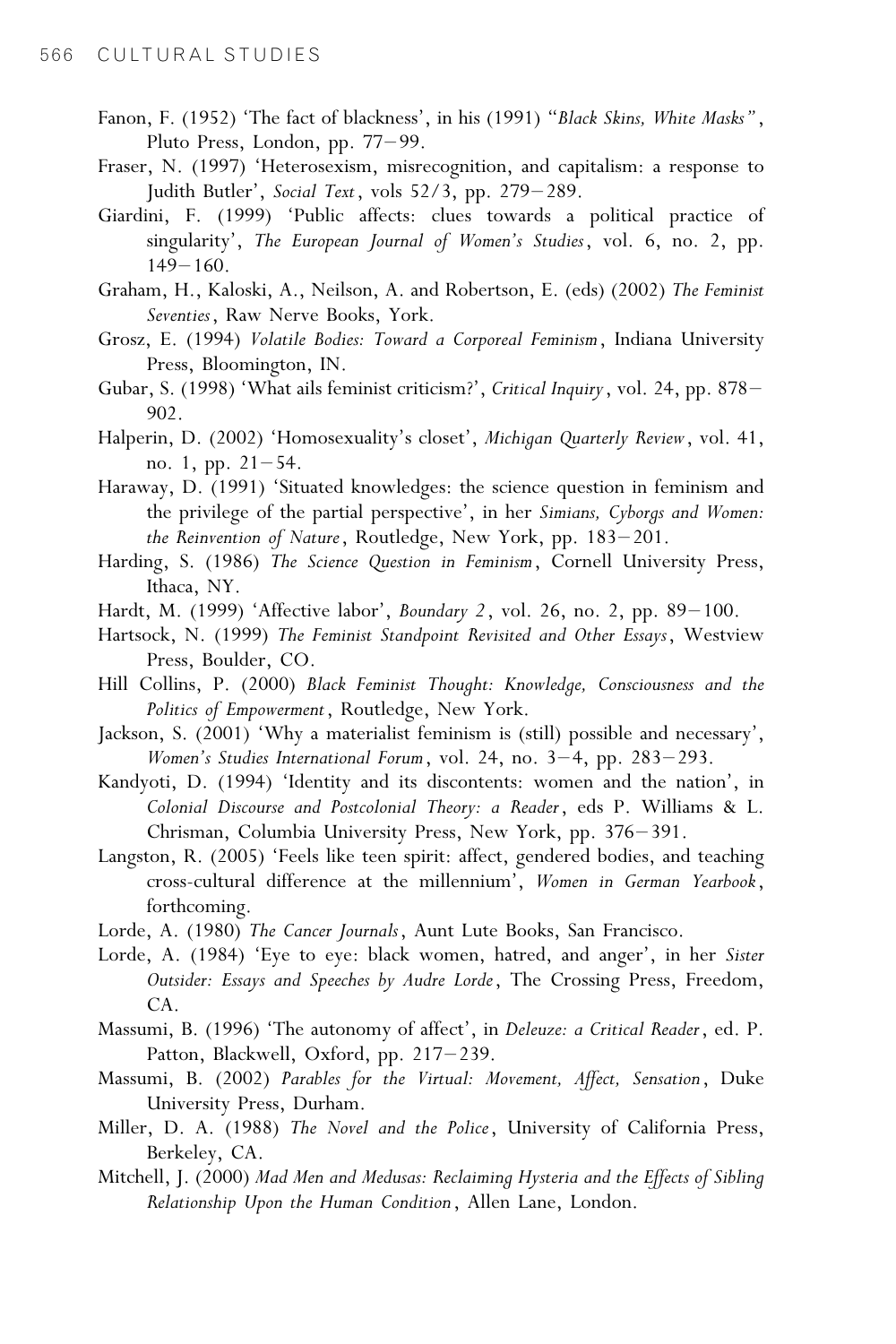Fanon, F. (1952) 'The fact of blackness', in his (1991) "*Black Skins, White Masks*", Pluto Press, London, pp. 77–99.

Fraser, N. (1997) 'Heterosexism, misrecognition, and capitalism: a response to Judith Butler', *Social Text*, vols 52/3, pp. 279–289.

Giardini, F. (1999) 'Public affects: clues towards a political practice of singularity', *The European Journal of Women's Studies*, vol. 6, no. 2, pp. 149–160.

Graham, H., Kaloski, A., Neilson, A. and Robertson, E. (eds) (2002) *The Feminist Seventies*, Raw Nerve Books, York.

Grosz, E. (1994) *Volatile Bodies: Toward a Corporeal Feminism*, Indiana University Press, Bloomington, IN.

Gubar, S. (1998) 'What ails feminist criticism?', *Critical Inquiry*, vol. 24, pp. 878–902.

Halperin, D. (2002) 'Homosexuality's closet', *Michigan Quarterly Review*, vol. 41, no. 1, pp. 21–54.

Haraway, D. (1991) 'Situated knowledges: the science question in feminism and the privilege of the partial perspective', in her *Simians, Cyborgs and Women: the Reinvention of Nature*, Routledge, New York, pp. 183–201.

Harding, S. (1986) *The Science Question in Feminism*, Cornell University Press, Ithaca, NY.

Hardt, M. (1999) 'Affective labor', *Boundary 2*, vol. 26, no. 2, pp. 89–100.

Hartsock, N. (1999) *The Feminist Standpoint Revisited and Other Essays*, Westview Press, Boulder, CO.

Hill Collins, P. (2000) *Black Feminist Thought: Knowledge, Consciousness and the Politics of Empowerment*, Routledge, New York.

Jackson, S. (2001) 'Why a materialist feminism is (still) possible and necessary', *Women's Studies International Forum*, vol. 24, no. 3–4, pp. 283–293.

Kandyoti, D. (1994) 'Identity and its discontents: women and the nation', in *Colonial Discourse and Postcolonial Theory: a Reader*, eds P. Williams & L. Chrisman, Columbia University Press, New York, pp. 376–391.

Langston, R. (2005) 'Feels like teen spirit: affect, gendered bodies, and teaching cross-cultural difference at the millennium', *Women in German Yearbook*, forthcoming.

Lorde, A. (1980) *The Cancer Journals*, Aunt Lute Books, San Francisco.

Lorde, A. (1984) 'Eye to eye: black women, hatred, and anger', in her *Sister Outsider: Essays and Speeches by Audre Lorde*, The Crossing Press, Freedom, CA.

Massumi, B. (1996) 'The autonomy of affect', in *Deleuze: a Critical Reader*, ed. P. Patton, Blackwell, Oxford, pp. 217–239.

Massumi, B. (2002) *Parables for the Virtual: Movement, Affect, Sensation*, Duke University Press, Durham.

Miller, D. A. (1988) *The Novel and the Police*, University of California Press, Berkeley, CA.

Mitchell, J. (2000) *Mad Men and Medusas: Reclaiming Hysteria and the Effects of Sibling Relationship Upon the Human Condition*, Allen Lane, London.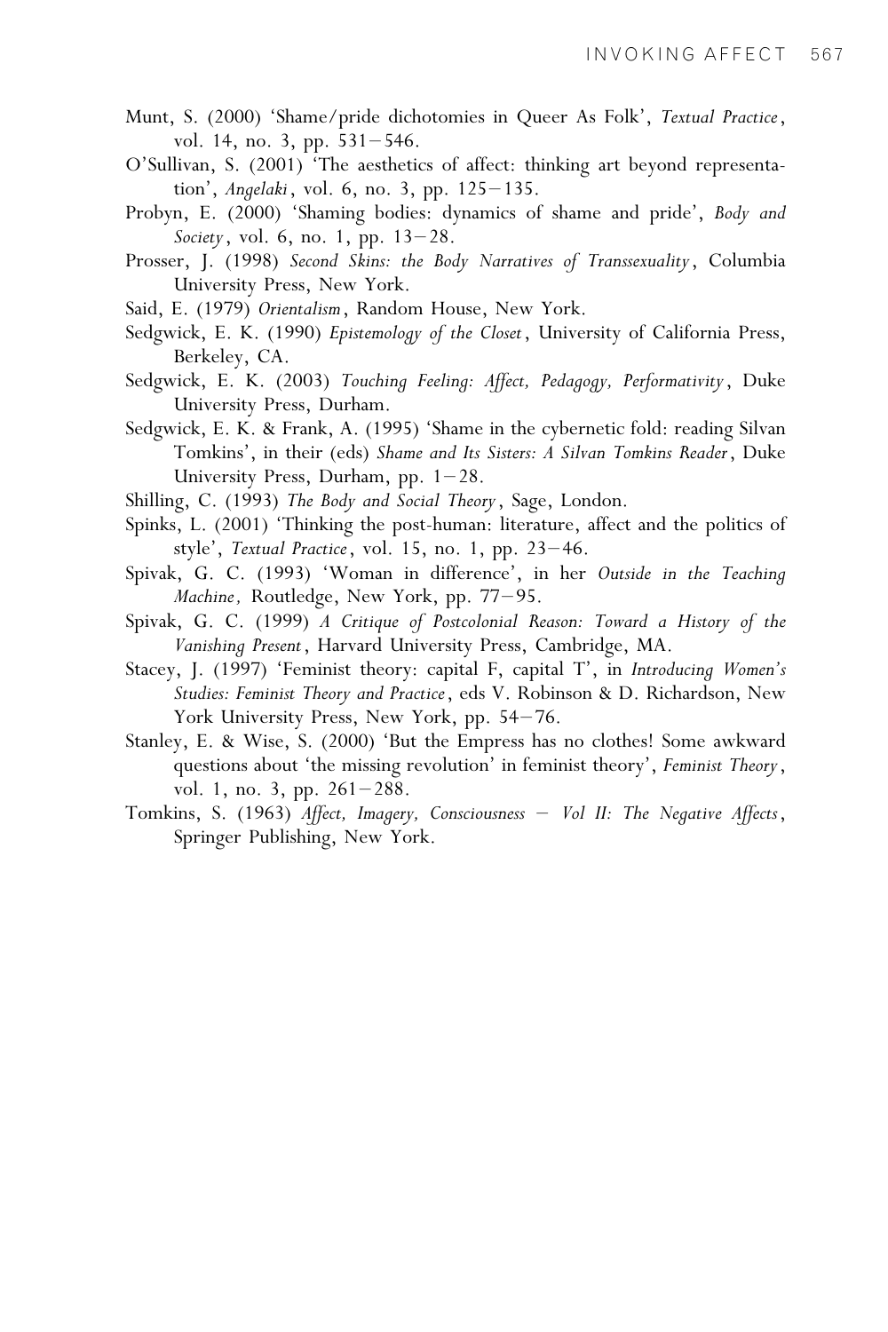Munt, S. (2000) 'Shame/pride dichotomies in Queer As Folk', *Textual Practice*, vol. 14, no. 3, pp. 531–546.

O'Sullivan, S. (2001) 'The aesthetics of affect: thinking art beyond representation', *Angelaki*, vol. 6, no. 3, pp. 125–135.

Probyn, E. (2000) 'Shaming bodies: dynamics of shame and pride', *Body and Society*, vol. 6, no. 1, pp. 13–28.

Prosser, J. (1998) *Second Skins: the Body Narratives of Transsexuality*, Columbia University Press, New York.

Said, E. (1979) *Orientalism*, Random House, New York.

Sedgwick, E. K. (1990) *Epistemology of the Closet*, University of California Press, Berkeley, CA.

Sedgwick, E. K. (2003) *Touching Feeling: Affect, Pedagogy, Performativity*, Duke University Press, Durham.

Sedgwick, E. K. & Frank, A. (1995) 'Shame in the cybernetic fold: reading Silvan Tomkins', in their (eds) *Shame and Its Sisters: A Silvan Tomkins Reader*, Duke University Press, Durham, pp. 1–28.

Shilling, C. (1993) *The Body and Social Theory*, Sage, London.

Spinks, L. (2001) 'Thinking the post-human: literature, affect and the politics of style', *Textual Practice*, vol. 15, no. 1, pp. 23–46.

Spivak, G. C. (1993) 'Woman in difference', in her *Outside in the Teaching Machine*, Routledge, New York, pp. 77–95.

Spivak, G. C. (1999) *A Critique of Postcolonial Reason: Toward a History of the Vanishing Present*, Harvard University Press, Cambridge, MA.

Stacey, J. (1997) 'Feminist theory: capital F, capital T', in *Introducing Women's Studies: Feminist Theory and Practice*, eds V. Robinson & D. Richardson, New York University Press, New York, pp. 54–76.

Stanley, E. & Wise, S. (2000) 'But the Empress has no clothes! Some awkward questions about 'the missing revolution' in feminist theory', *Feminist Theory*, vol. 1, no. 3, pp. 261–288.

Tomkins, S. (1963) *Affect, Imagery, Consciousness – Vol II: The Negative Affects*, Springer Publishing, New York.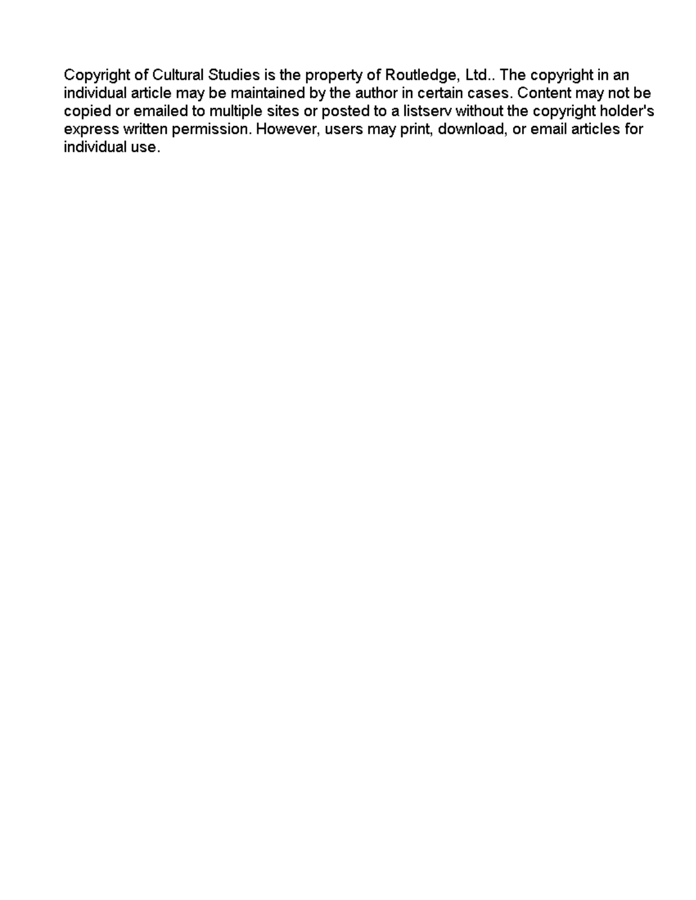Copyright of Cultural Studies is the property of Routledge, Ltd.. The copyright in an individual article may be maintained by the author in certain cases. Content may not be copied or emailed to multiple sites or posted to a listserv without the copyright holder's express written permission. However, users may print, download, or email articles for individual use.